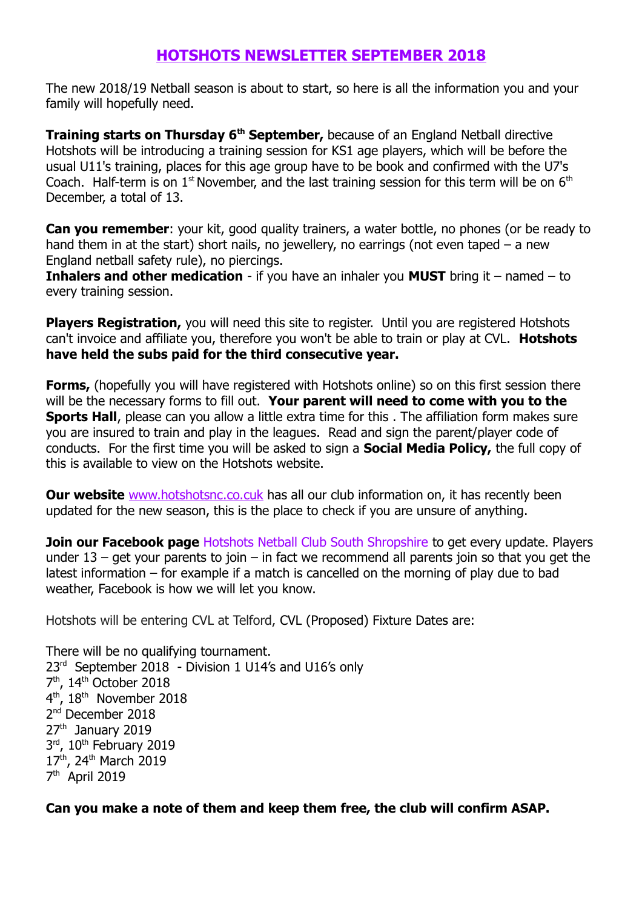# HOTSHOTS NEWSLETTER SEPTEMBER 2018

The new 2018/19 Netball season is about to start, so here is all the information you and your family will hopefully need.

**Training starts on Thursday 6th September,** because of an England Netball directive Hotshots will be introducing a training session for KS1 age players, which will be before the usual U11's training, places for this age group have to be book and confirmed with the U7's Coach. Half-term is on 1st November, and the last training session for this term will be on 6th December, a total of 13.

**Can you remember**: your kit, good quality trainers, a water bottle, no phones (or be ready to hand them in at the start) short nails, no jewellery, no earrings (not even taped – a new England netball safety rule), no piercings.
**Inhalers and other medication** - if you have an inhaler you **MUST** bring it – named – to every training session.

**Players Registration,** you will need this site to register. Until you are registered Hotshots can't invoice and affiliate you, therefore you won't be able to train or play at CVL. **Hotshots have held the subs paid for the third consecutive year.**

**Forms,** (hopefully you will have registered with Hotshots online) so on this first session there will be the necessary forms to fill out. **Your parent will need to come with you to the Sports Hall**, please can you allow a little extra time for this . The affiliation form makes sure you are insured to train and play in the leagues. Read and sign the parent/player code of conducts. For the first time you will be asked to sign a **Social Media Policy,** the full copy of this is available to view on the Hotshots website.

**Our website** www.hotshotsnc.co.cuk has all our club information on, it has recently been updated for the new season, this is the place to check if you are unsure of anything.

**Join our Facebook page** Hotshots Netball Club South Shropshire to get every update. Players under 13 – get your parents to join – in fact we recommend all parents join so that you get the latest information – for example if a match is cancelled on the morning of play due to bad weather, Facebook is how we will let you know.

Hotshots will be entering CVL at Telford, CVL (Proposed) Fixture Dates are:

There will be no qualifying tournament.
23rd September 2018 - Division 1 U14's and U16's only
7th, 14th October 2018
4th, 18th November 2018
2nd December 2018
27th January 2019
3rd, 10th February 2019
17th, 24th March 2019
7th April 2019

**Can you make a note of them and keep them free, the club will confirm ASAP.**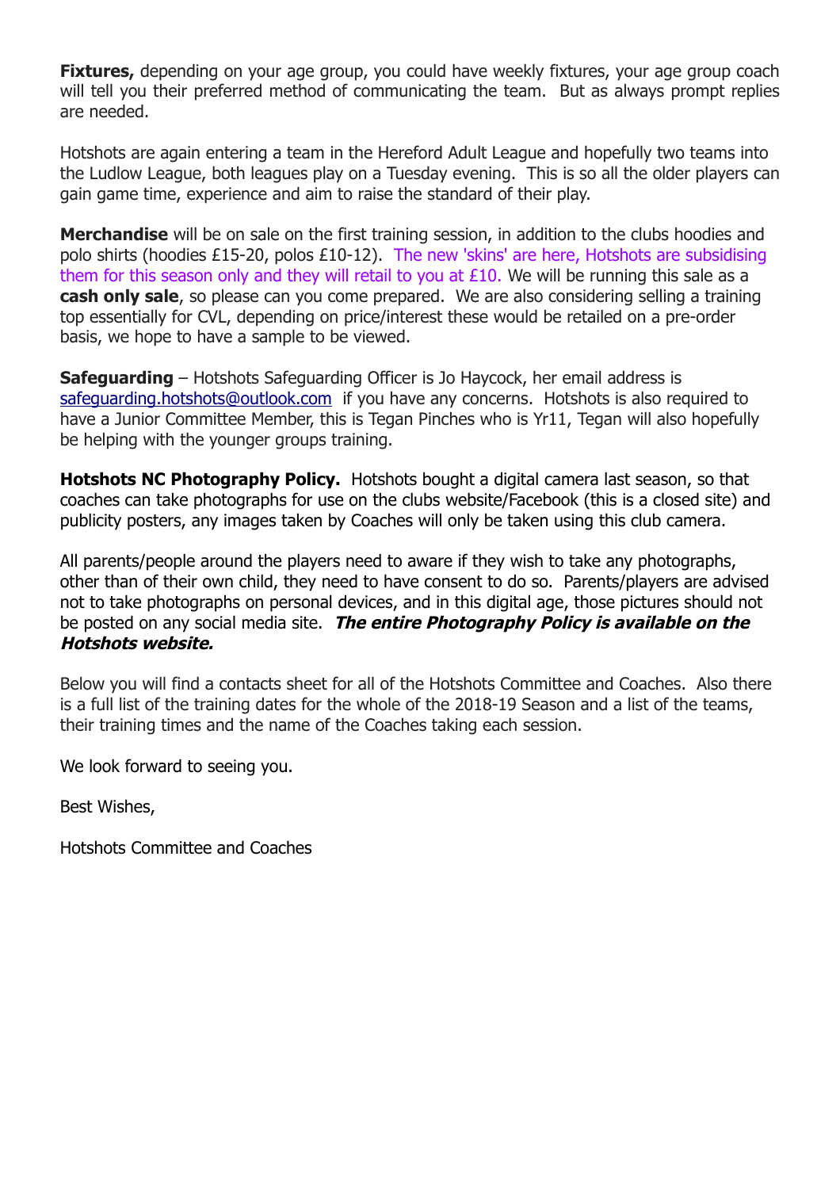**Fixtures,** depending on your age group, you could have weekly fixtures, your age group coach will tell you their preferred method of communicating the team. But as always prompt replies are needed.

Hotshots are again entering a team in the Hereford Adult League and hopefully two teams into the Ludlow League, both leagues play on a Tuesday evening. This is so all the older players can gain game time, experience and aim to raise the standard of their play.

**Merchandise** will be on sale on the first training session, in addition to the clubs hoodies and polo shirts (hoodies £15-20, polos £10-12). The new 'skins' are here, Hotshots are subsidising them for this season only and they will retail to you at £10. We will be running this sale as a **cash only sale**, so please can you come prepared. We are also considering selling a training top essentially for CVL, depending on price/interest these would be retailed on a pre-order basis, we hope to have a sample to be viewed.

**Safeguarding** – Hotshots Safeguarding Officer is Jo Haycock, her email address is safeguarding.hotshots@outlook.com if you have any concerns. Hotshots is also required to have a Junior Committee Member, this is Tegan Pinches who is Yr11, Tegan will also hopefully be helping with the younger groups training.

**Hotshots NC Photography Policy.** Hotshots bought a digital camera last season, so that coaches can take photographs for use on the clubs website/Facebook (this is a closed site) and publicity posters, any images taken by Coaches will only be taken using this club camera.

All parents/people around the players need to aware if they wish to take any photographs, other than of their own child, they need to have consent to do so. Parents/players are advised not to take photographs on personal devices, and in this digital age, those pictures should not be posted on any social media site. ***The entire Photography Policy is available on the Hotshots website.***

Below you will find a contacts sheet for all of the Hotshots Committee and Coaches. Also there is a full list of the training dates for the whole of the 2018-19 Season and a list of the teams, their training times and the name of the Coaches taking each session.

We look forward to seeing you.

Best Wishes,

Hotshots Committee and Coaches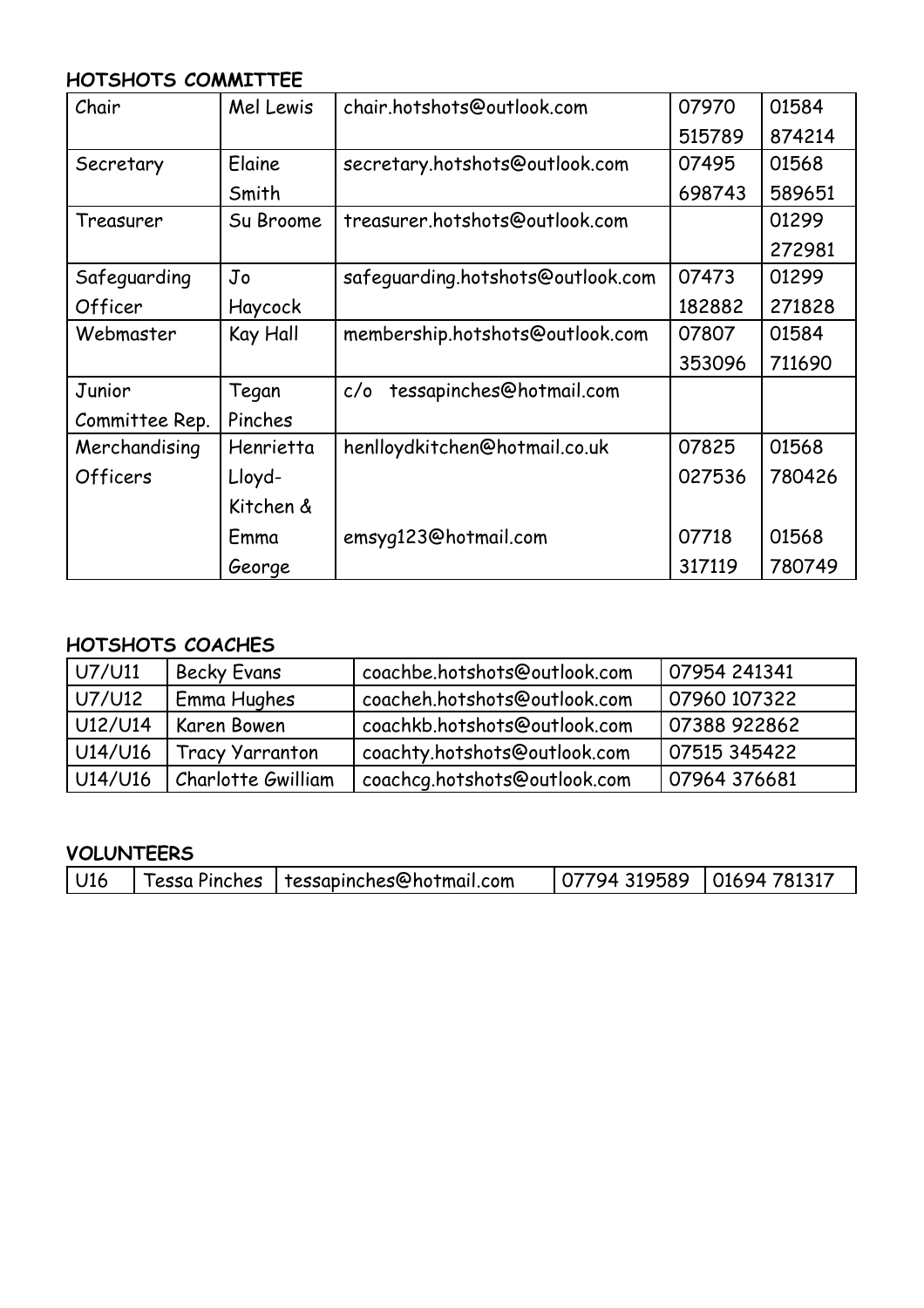**HOTSHOTS COMMITTEE**

| Chair | Mel Lewis | chair.hotshots@outlook.com | 07970 515789 | 01584 874214 |
|---|---|---|---|---|
| Secretary | Elaine Smith | secretary.hotshots@outlook.com | 07495 698743 | 01568 589651 |
| Treasurer | Su Broome | treasurer.hotshots@outlook.com | | 01299 272981 |
| Safeguarding Officer | Jo Haycock | safeguarding.hotshots@outlook.com | 07473 182882 | 01299 271828 |
| Webmaster | Kay Hall | membership.hotshots@outlook.com | 07807 353096 | 01584 711690 |
| Junior Committee Rep. | Tegan Pinches | c/o tessapinches@hotmail.com | | |
| Merchandising Officers | Henrietta Lloyd-Kitchen & | henlloydkitchen@hotmail.co.uk | 07825 027536 | 01568 780426 |
| | Emma George | emsyg123@hotmail.com | 07718 317119 | 01568 780749 |

**HOTSHOTS COACHES**

| U7/U11 | Becky Evans | coachbe.hotshots@outlook.com | 07954 241341 |
|---|---|---|---|
| U7/U12 | Emma Hughes | coacheh.hotshots@outlook.com | 07960 107322 |
| U12/U14 | Karen Bowen | coachkb.hotshots@outlook.com | 07388 922862 |
| U14/U16 | Tracy Yarranton | coachty.hotshots@outlook.com | 07515 345422 |
| U14/U16 | Charlotte Gwilliam | coachcg.hotshots@outlook.com | 07964 376681 |

**VOLUNTEERS**

| U16 | Tessa Pinches | tessapinches@hotmail.com | 07794 319589 | 01694 781317 |
|---|---|---|---|---|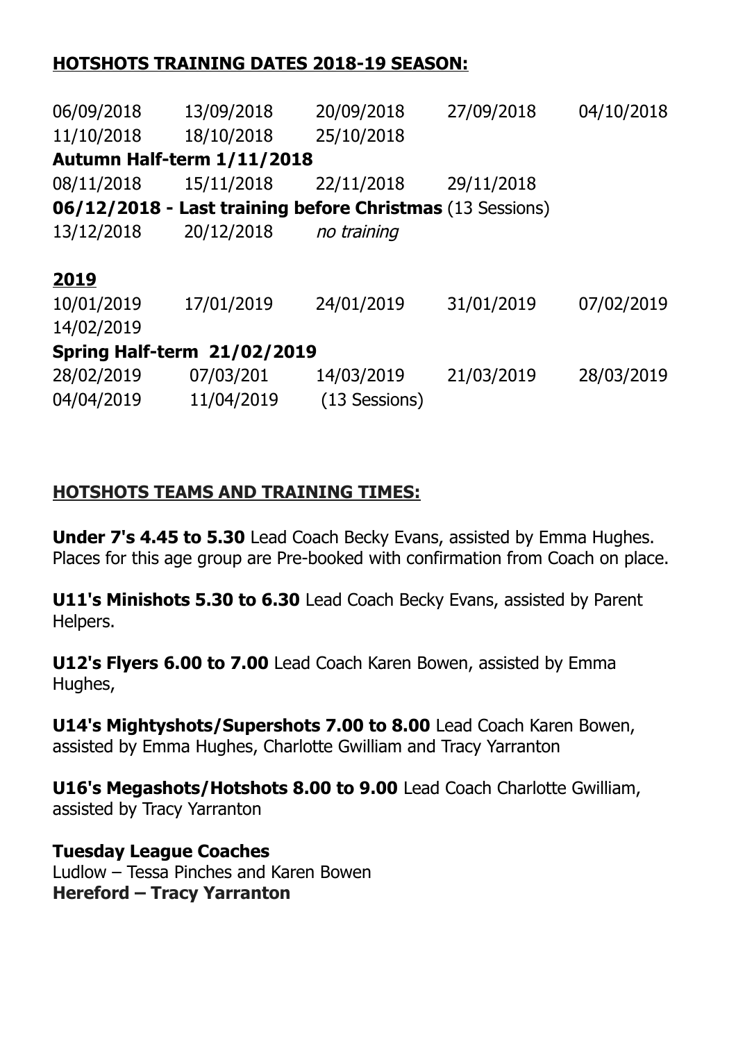## HOTSHOTS TRAINING DATES 2018-19 SEASON:

| | | | | |
|---|---|---|---|---|
| 06/09/2018 | 13/09/2018 | 20/09/2018 | 27/09/2018 | 04/10/2018 |
| 11/10/2018 | 18/10/2018 | 25/10/2018 | | |

**Autumn Half-term 1/11/2018**

| | | | |
|---|---|---|---|
| 08/11/2018 | 15/11/2018 | 22/11/2018 | 29/11/2018 |

**06/12/2018 - Last training before Christmas** (13 Sessions)

13/12/2018   20/12/2018   *no training*

## 2019

| | | | | |
|---|---|---|---|---|
| 10/01/2019 | 17/01/2019 | 24/01/2019 | 31/01/2019 | 07/02/2019 |
| 14/02/2019 | | | | |

**Spring Half-term 21/02/2019**

| | | | | |
|---|---|---|---|---|
| 28/02/2019 | 07/03/201 | 14/03/2019 | 21/03/2019 | 28/03/2019 |
| 04/04/2019 | 11/04/2019 | (13 Sessions) | | |

## HOTSHOTS TEAMS AND TRAINING TIMES:

**Under 7's 4.45 to 5.30** Lead Coach Becky Evans, assisted by Emma Hughes. Places for this age group are Pre-booked with confirmation from Coach on place.

**U11's Minishots 5.30 to 6.30** Lead Coach Becky Evans, assisted by Parent Helpers.

**U12's Flyers 6.00 to 7.00** Lead Coach Karen Bowen, assisted by Emma Hughes,

**U14's Mightyshots/Supershots 7.00 to 8.00** Lead Coach Karen Bowen, assisted by Emma Hughes, Charlotte Gwilliam and Tracy Yarranton

**U16's Megashots/Hotshots 8.00 to 9.00** Lead Coach Charlotte Gwilliam, assisted by Tracy Yarranton

**Tuesday League Coaches**
Ludlow – Tessa Pinches and Karen Bowen
**Hereford – Tracy Yarranton**